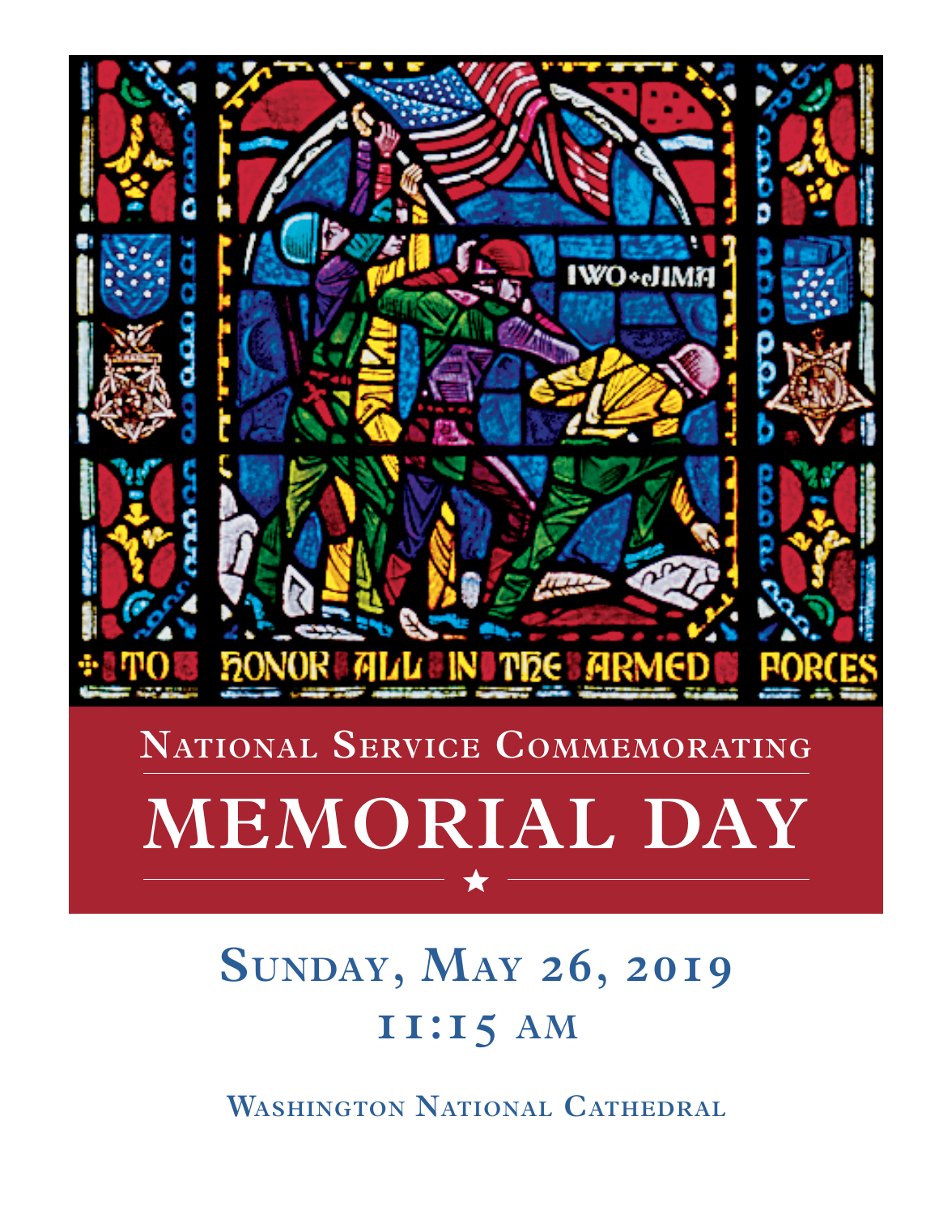# National Service Commemorating

# MEMORIAL DAY

## Sunday, May 26, 2019

## 11:15 AM

Washington National Cathedral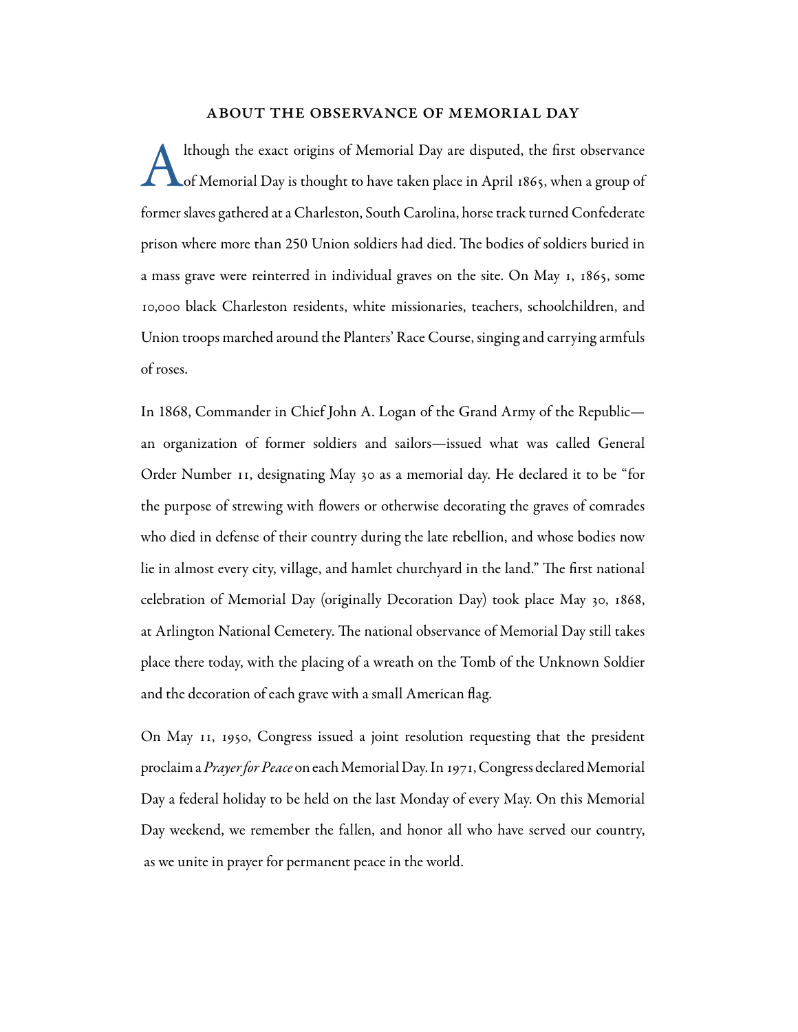## ABOUT THE OBSERVANCE OF MEMORIAL DAY

Although the exact origins of Memorial Day are disputed, the first observance of Memorial Day is thought to have taken place in April 1865, when a group of former slaves gathered at a Charleston, South Carolina, horse track turned Confederate prison where more than 250 Union soldiers had died. The bodies of soldiers buried in a mass grave were reinterred in individual graves on the site. On May 1, 1865, some 10,000 black Charleston residents, white missionaries, teachers, schoolchildren, and Union troops marched around the Planters' Race Course, singing and carrying armfuls of roses.

In 1868, Commander in Chief John A. Logan of the Grand Army of the Republic—an organization of former soldiers and sailors—issued what was called General Order Number 11, designating May 30 as a memorial day. He declared it to be "for the purpose of strewing with flowers or otherwise decorating the graves of comrades who died in defense of their country during the late rebellion, and whose bodies now lie in almost every city, village, and hamlet churchyard in the land." The first national celebration of Memorial Day (originally Decoration Day) took place May 30, 1868, at Arlington National Cemetery. The national observance of Memorial Day still takes place there today, with the placing of a wreath on the Tomb of the Unknown Soldier and the decoration of each grave with a small American flag.

On May 11, 1950, Congress issued a joint resolution requesting that the president proclaim a *Prayer for Peace* on each Memorial Day. In 1971, Congress declared Memorial Day a federal holiday to be held on the last Monday of every May. On this Memorial Day weekend, we remember the fallen, and honor all who have served our country, as we unite in prayer for permanent peace in the world.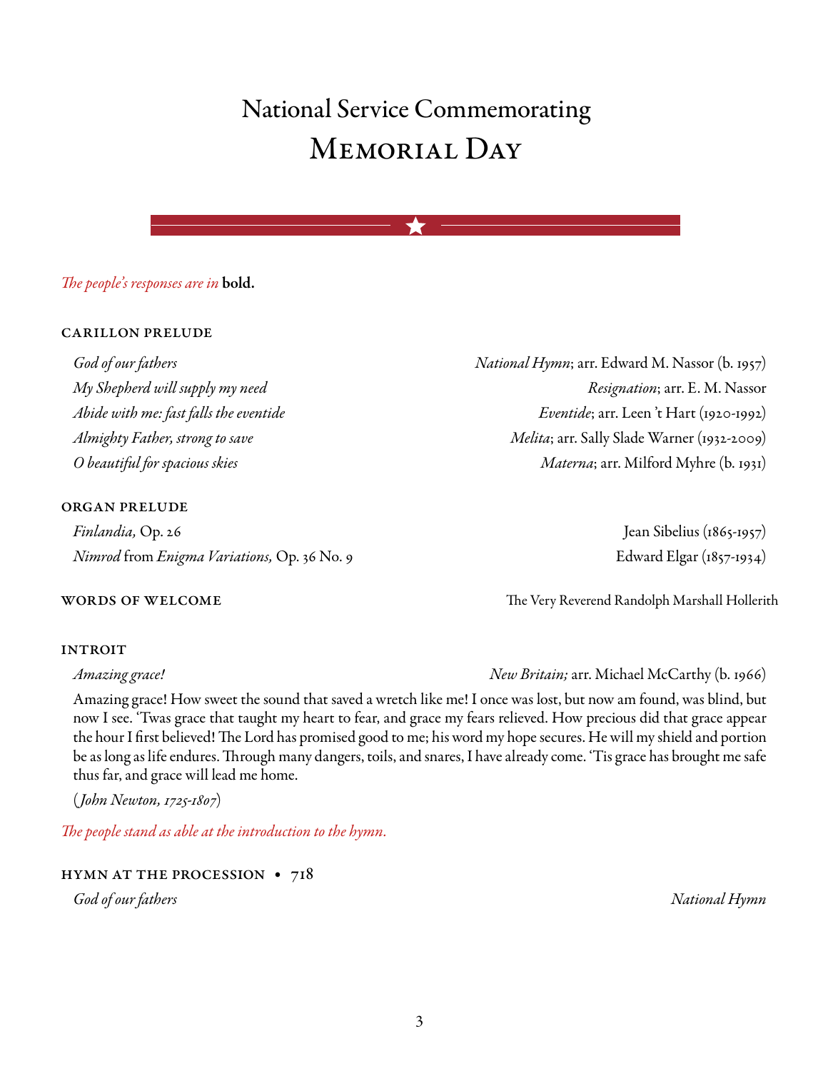# National Service Commemorating
# Memorial Day

*The people's responses are in* **bold.**

### CARILLON PRELUDE

*God of our fathers* — *National Hymn*; arr. Edward M. Nassor (b. 1957)
*My Shepherd will supply my need* — *Resignation*; arr. E. M. Nassor
*Abide with me: fast falls the eventide* — *Eventide*; arr. Leen 't Hart (1920-1992)
*Almighty Father, strong to save* — *Melita*; arr. Sally Slade Warner (1932-2009)
*O beautiful for spacious skies* — *Materna*; arr. Milford Myhre (b. 1931)

### ORGAN PRELUDE

*Finlandia,* Op. 26 — Jean Sibelius (1865-1957)
*Nimrod* from *Enigma Variations,* Op. 36 No. 9 — Edward Elgar (1857-1934)

### WORDS OF WELCOME

The Very Reverend Randolph Marshall Hollerith

### INTROIT

*Amazing grace!* — *New Britain;* arr. Michael McCarthy (b. 1966)

Amazing grace! How sweet the sound that saved a wretch like me! I once was lost, but now am found, was blind, but now I see. 'Twas grace that taught my heart to fear, and grace my fears relieved. How precious did that grace appear the hour I first believed! The Lord has promised good to me; his word my hope secures. He will my shield and portion be as long as life endures. Through many dangers, toils, and snares, I have already come. 'Tis grace has brought me safe thus far, and grace will lead me home.

(*John Newton, 1725-1807*)

*The people stand as able at the introduction to the hymn.*

### HYMN AT THE PROCESSION • 718

*God of our fathers* — *National Hymn*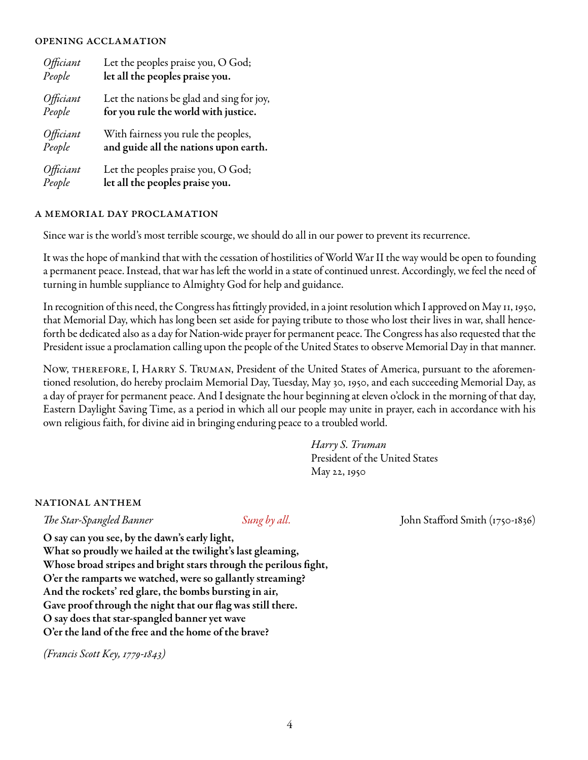## Opening Acclamation

| | |
|---|---|
| *Officiant* | Let the peoples praise you, O God; |
| *People* | **let all the peoples praise you.** |
| *Officiant* | Let the nations be glad and sing for joy, |
| *People* | **for you rule the world with justice.** |
| *Officiant* | With fairness you rule the peoples, |
| *People* | **and guide all the nations upon earth.** |
| *Officiant* | Let the peoples praise you, O God; |
| *People* | **let all the peoples praise you.** |

## A Memorial Day Proclamation

Since war is the world's most terrible scourge, we should do all in our power to prevent its recurrence.

It was the hope of mankind that with the cessation of hostilities of World War II the way would be open to founding a permanent peace. Instead, that war has left the world in a state of continued unrest. Accordingly, we feel the need of turning in humble suppliance to Almighty God for help and guidance.

In recognition of this need, the Congress has fittingly provided, in a joint resolution which I approved on May 11, 1950, that Memorial Day, which has long been set aside for paying tribute to those who lost their lives in war, shall henceforth be dedicated also as a day for Nation-wide prayer for permanent peace. The Congress has also requested that the President issue a proclamation calling upon the people of the United States to observe Memorial Day in that manner.

Now, therefore, I, Harry S. Truman, President of the United States of America, pursuant to the aforementioned resolution, do hereby proclaim Memorial Day, Tuesday, May 30, 1950, and each succeeding Memorial Day, as a day of prayer for permanent peace. And I designate the hour beginning at eleven o'clock in the morning of that day, Eastern Daylight Saving Time, as a period in which all our people may unite in prayer, each in accordance with his own religious faith, for divine aid in bringing enduring peace to a troubled world.

*Harry S. Truman*
President of the United States
May 22, 1950

## National Anthem

*The Star-Spangled Banner* *Sung by all.* John Stafford Smith (1750-1836)

**O say can you see, by the dawn's early light,**
**What so proudly we hailed at the twilight's last gleaming,**
**Whose broad stripes and bright stars through the perilous fight,**
**O'er the ramparts we watched, were so gallantly streaming?**
**And the rockets' red glare, the bombs bursting in air,**
**Gave proof through the night that our flag was still there.**
**O say does that star-spangled banner yet wave**
**O'er the land of the free and the home of the brave?**

*(Francis Scott Key, 1779-1843)*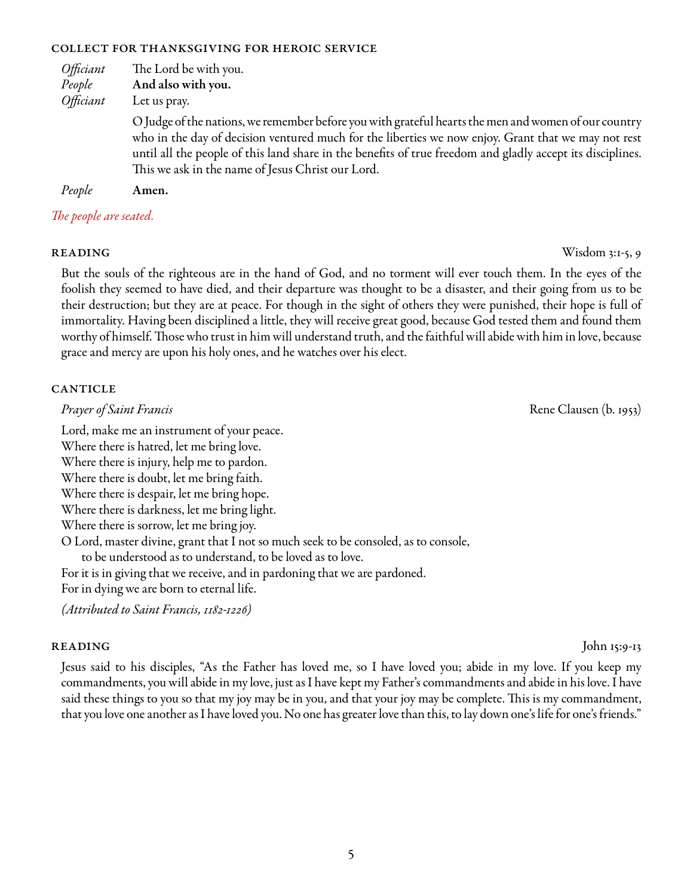### COLLECT FOR THANKSGIVING FOR HEROIC SERVICE

*Officiant* The Lord be with you.
*People* **And also with you.**
*Officiant* Let us pray.

O Judge of the nations, we remember before you with grateful hearts the men and women of our country who in the day of decision ventured much for the liberties we now enjoy. Grant that we may not rest until all the people of this land share in the benefits of true freedom and gladly accept its disciplines. This we ask in the name of Jesus Christ our Lord.

*People* **Amen.**

*The people are seated.*

### READING — Wisdom 3:1-5, 9

But the souls of the righteous are in the hand of God, and no torment will ever touch them. In the eyes of the foolish they seemed to have died, and their departure was thought to be a disaster, and their going from us to be their destruction; but they are at peace. For though in the sight of others they were punished, their hope is full of immortality. Having been disciplined a little, they will receive great good, because God tested them and found them worthy of himself. Those who trust in him will understand truth, and the faithful will abide with him in love, because grace and mercy are upon his holy ones, and he watches over his elect.

### CANTICLE

*Prayer of Saint Francis* — Rene Clausen (b. 1953)

Lord, make me an instrument of your peace.
Where there is hatred, let me bring love.
Where there is injury, help me to pardon.
Where there is doubt, let me bring faith.
Where there is despair, let me bring hope.
Where there is darkness, let me bring light.
Where there is sorrow, let me bring joy.
O Lord, master divine, grant that I not so much seek to be consoled, as to console,
 to be understood as to understand, to be loved as to love.
For it is in giving that we receive, and in pardoning that we are pardoned.
For in dying we are born to eternal life.

*(Attributed to Saint Francis, 1182-1226)*

### READING — John 15:9-13

Jesus said to his disciples, "As the Father has loved me, so I have loved you; abide in my love. If you keep my commandments, you will abide in my love, just as I have kept my Father's commandments and abide in his love. I have said these things to you so that my joy may be in you, and that your joy may be complete. This is my commandment, that you love one another as I have loved you. No one has greater love than this, to lay down one's life for one's friends."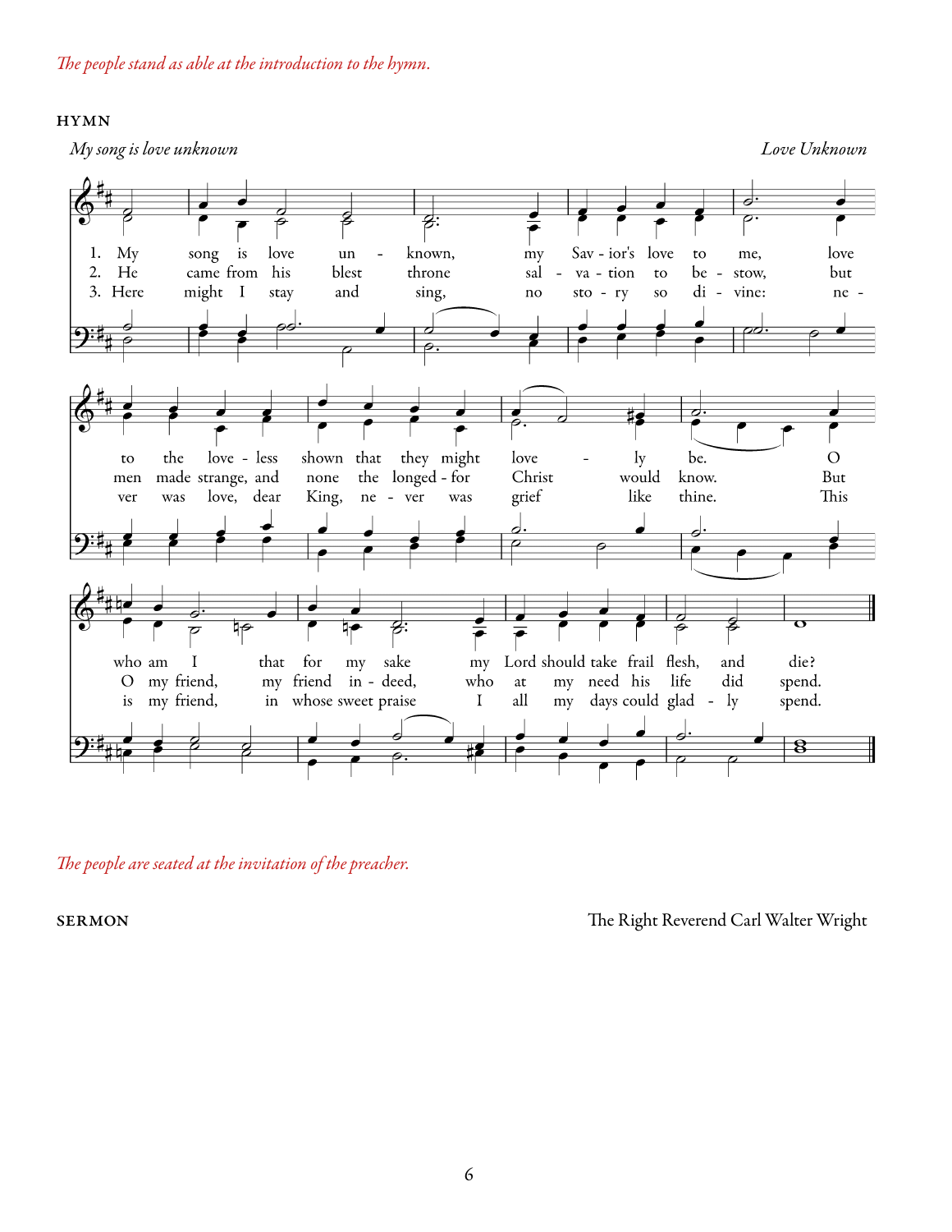*The people stand as able at the introduction to the hymn.*

## HYMN

*My song is love unknown* *Love Unknown*

1. My song is love unknown, my Savior's love to me, love to the loveless shown that they might lovely be. O who am I that for my sake my Lord should take frail flesh, and die?

2. He came from his blest throne salvation to bestow, but men made strange, and none the longed-for Christ would know. But O my friend, my friend indeed, who at my need his life did spend.

3. Here might I stay and sing, no story so divine: never was love, dear King, never was grief like thine. This is my friend, in whose sweet praise I all my days could gladly spend.

*The people are seated at the invitation of the preacher.*

## SERMON

The Right Reverend Carl Walter Wright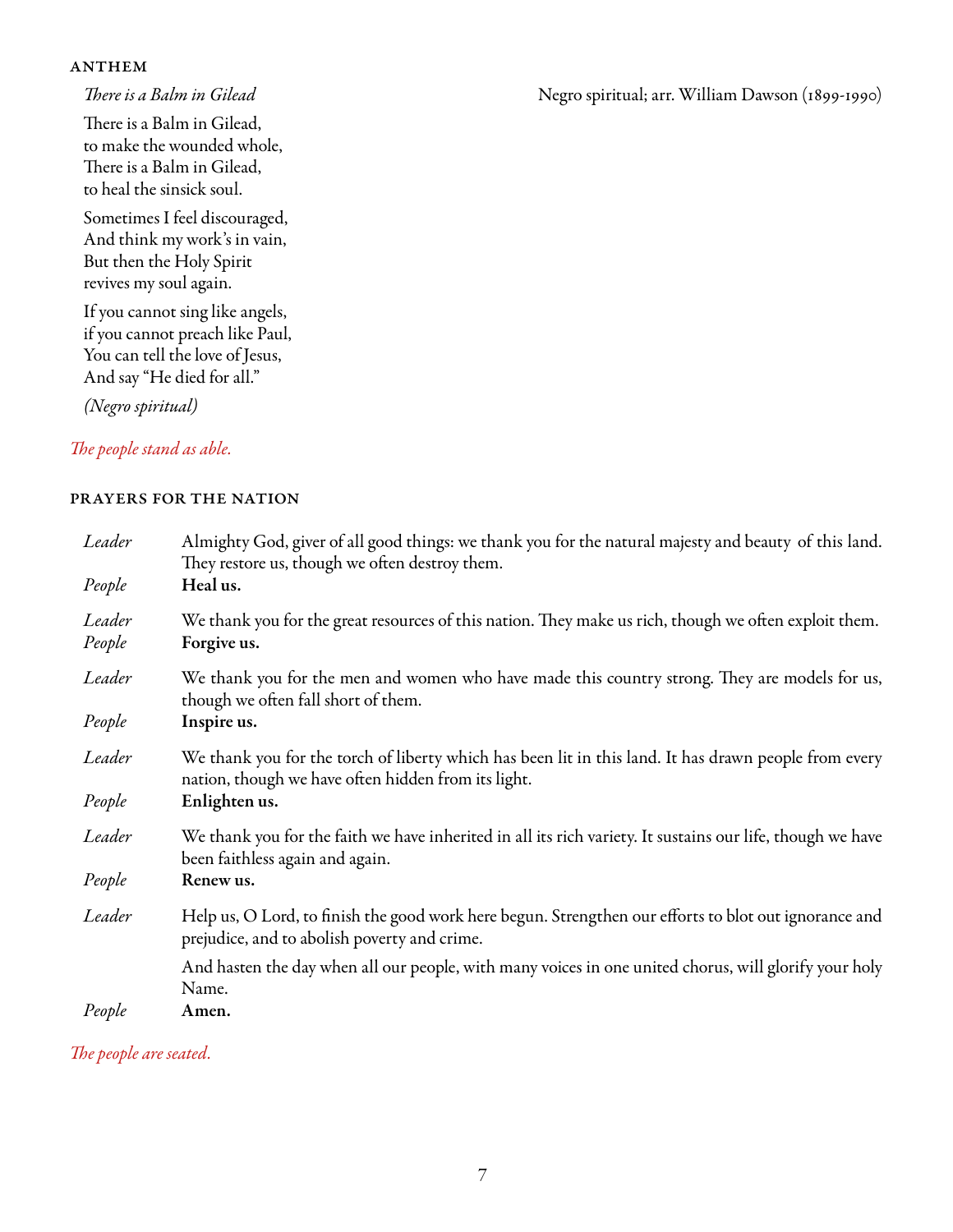## ANTHEM

*There is a Balm in Gilead* — Negro spiritual; arr. William Dawson (1899-1990)

There is a Balm in Gilead,
to make the wounded whole,
There is a Balm in Gilead,
to heal the sinsick soul.

Sometimes I feel discouraged,
And think my work's in vain,
But then the Holy Spirit
revives my soul again.

If you cannot sing like angels,
if you cannot preach like Paul,
You can tell the love of Jesus,
And say "He died for all."

*(Negro spiritual)*

*The people stand as able.*

## PRAYERS FOR THE NATION

*Leader* Almighty God, giver of all good things: we thank you for the natural majesty and beauty of this land. They restore us, though we often destroy them.
*People* **Heal us.**

*Leader* We thank you for the great resources of this nation. They make us rich, though we often exploit them.
*People* **Forgive us.**

*Leader* We thank you for the men and women who have made this country strong. They are models for us, though we often fall short of them.
*People* **Inspire us.**

*Leader* We thank you for the torch of liberty which has been lit in this land. It has drawn people from every nation, though we have often hidden from its light.
*People* **Enlighten us.**

*Leader* We thank you for the faith we have inherited in all its rich variety. It sustains our life, though we have been faithless again and again.
*People* **Renew us.**

*Leader* Help us, O Lord, to finish the good work here begun. Strengthen our efforts to blot out ignorance and prejudice, and to abolish poverty and crime.

And hasten the day when all our people, with many voices in one united chorus, will glorify your holy Name.
*People* **Amen.**

*The people are seated.*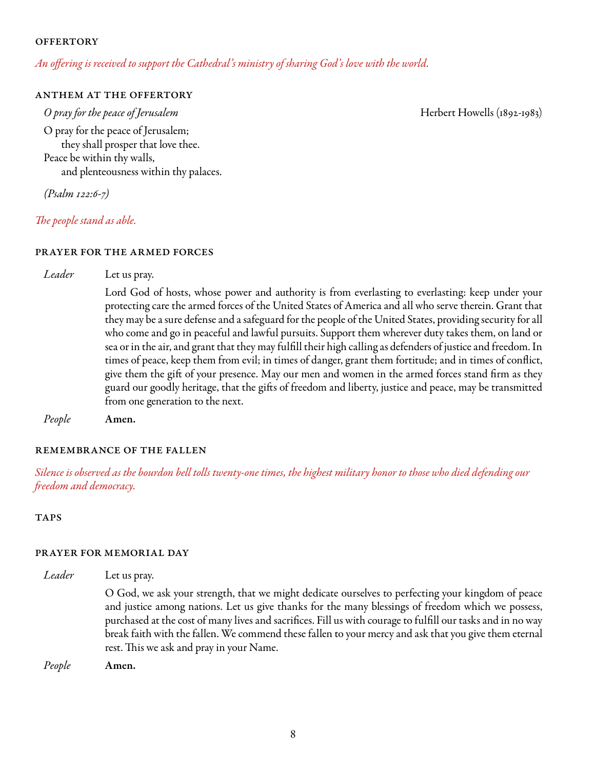## OFFERTORY

*An offering is received to support the Cathedral's ministry of sharing God's love with the world.*

## ANTHEM AT THE OFFERTORY

*O pray for the peace of Jerusalem* — Herbert Howells (1892-1983)

O pray for the peace of Jerusalem;
 they shall prosper that love thee.
Peace be within thy walls,
 and plenteousness within thy palaces.

*(Psalm 122:6-7)*

*The people stand as able.*

## PRAYER FOR THE ARMED FORCES

*Leader* Let us pray.

Lord God of hosts, whose power and authority is from everlasting to everlasting: keep under your protecting care the armed forces of the United States of America and all who serve therein. Grant that they may be a sure defense and a safeguard for the people of the United States, providing security for all who come and go in peaceful and lawful pursuits. Support them wherever duty takes them, on land or sea or in the air, and grant that they may fulfill their high calling as defenders of justice and freedom. In times of peace, keep them from evil; in times of danger, grant them fortitude; and in times of conflict, give them the gift of your presence. May our men and women in the armed forces stand firm as they guard our goodly heritage, that the gifts of freedom and liberty, justice and peace, may be transmitted from one generation to the next.

*People* **Amen.**

## REMEMBRANCE OF THE FALLEN

*Silence is observed as the bourdon bell tolls twenty-one times, the highest military honor to those who died defending our freedom and democracy.*

## TAPS

## PRAYER FOR MEMORIAL DAY

*Leader* Let us pray.

O God, we ask your strength, that we might dedicate ourselves to perfecting your kingdom of peace and justice among nations. Let us give thanks for the many blessings of freedom which we possess, purchased at the cost of many lives and sacrifices. Fill us with courage to fulfill our tasks and in no way break faith with the fallen. We commend these fallen to your mercy and ask that you give them eternal rest. This we ask and pray in your Name.

*People* **Amen.**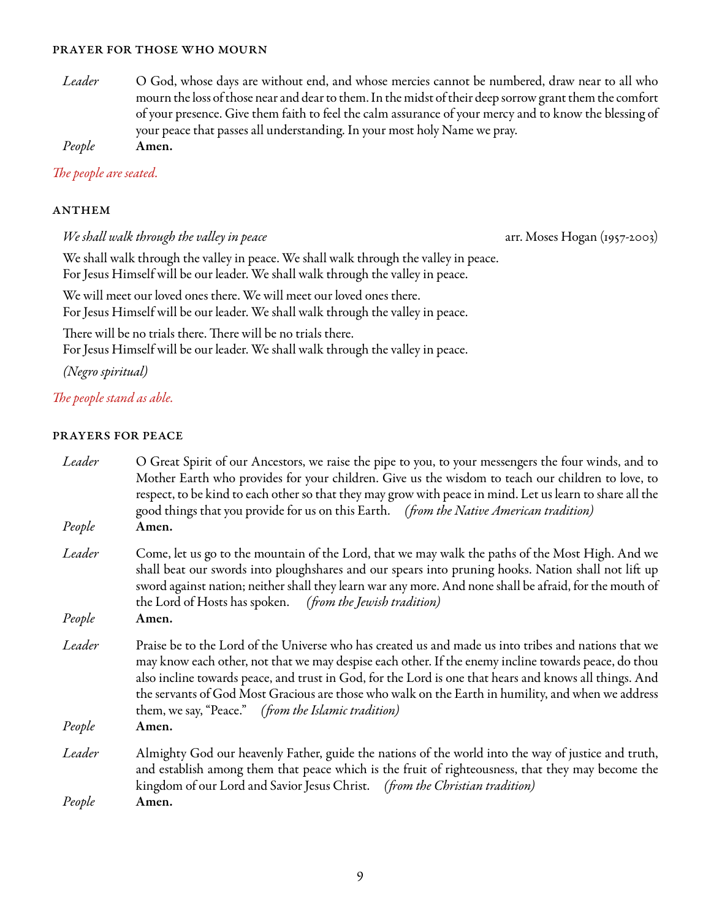## PRAYER FOR THOSE WHO MOURN

*Leader* O God, whose days are without end, and whose mercies cannot be numbered, draw near to all who mourn the loss of those near and dear to them. In the midst of their deep sorrow grant them the comfort of your presence. Give them faith to feel the calm assurance of your mercy and to know the blessing of your peace that passes all understanding. In your most holy Name we pray.

*People* **Amen.**

*The people are seated.*

## ANTHEM

*We shall walk through the valley in peace* arr. Moses Hogan (1957-2003)

We shall walk through the valley in peace. We shall walk through the valley in peace.
For Jesus Himself will be our leader. We shall walk through the valley in peace.

We will meet our loved ones there. We will meet our loved ones there.
For Jesus Himself will be our leader. We shall walk through the valley in peace.

There will be no trials there. There will be no trials there.
For Jesus Himself will be our leader. We shall walk through the valley in peace.

*(Negro spiritual)*

*The people stand as able.*

## PRAYERS FOR PEACE

*Leader* O Great Spirit of our Ancestors, we raise the pipe to you, to your messengers the four winds, and to Mother Earth who provides for your children. Give us the wisdom to teach our children to love, to respect, to be kind to each other so that they may grow with peace in mind. Let us learn to share all the good things that you provide for us on this Earth. *(from the Native American tradition)*

*People* **Amen.**

*Leader* Come, let us go to the mountain of the Lord, that we may walk the paths of the Most High. And we shall beat our swords into ploughshares and our spears into pruning hooks. Nation shall not lift up sword against nation; neither shall they learn war any more. And none shall be afraid, for the mouth of the Lord of Hosts has spoken. *(from the Jewish tradition)*

*People* **Amen.**

*Leader* Praise be to the Lord of the Universe who has created us and made us into tribes and nations that we may know each other, not that we may despise each other. If the enemy incline towards peace, do thou also incline towards peace, and trust in God, for the Lord is one that hears and knows all things. And the servants of God Most Gracious are those who walk on the Earth in humility, and when we address them, we say, "Peace." *(from the Islamic tradition)*

*People* **Amen.**

*Leader* Almighty God our heavenly Father, guide the nations of the world into the way of justice and truth, and establish among them that peace which is the fruit of righteousness, that they may become the kingdom of our Lord and Savior Jesus Christ. *(from the Christian tradition)*

*People* **Amen.**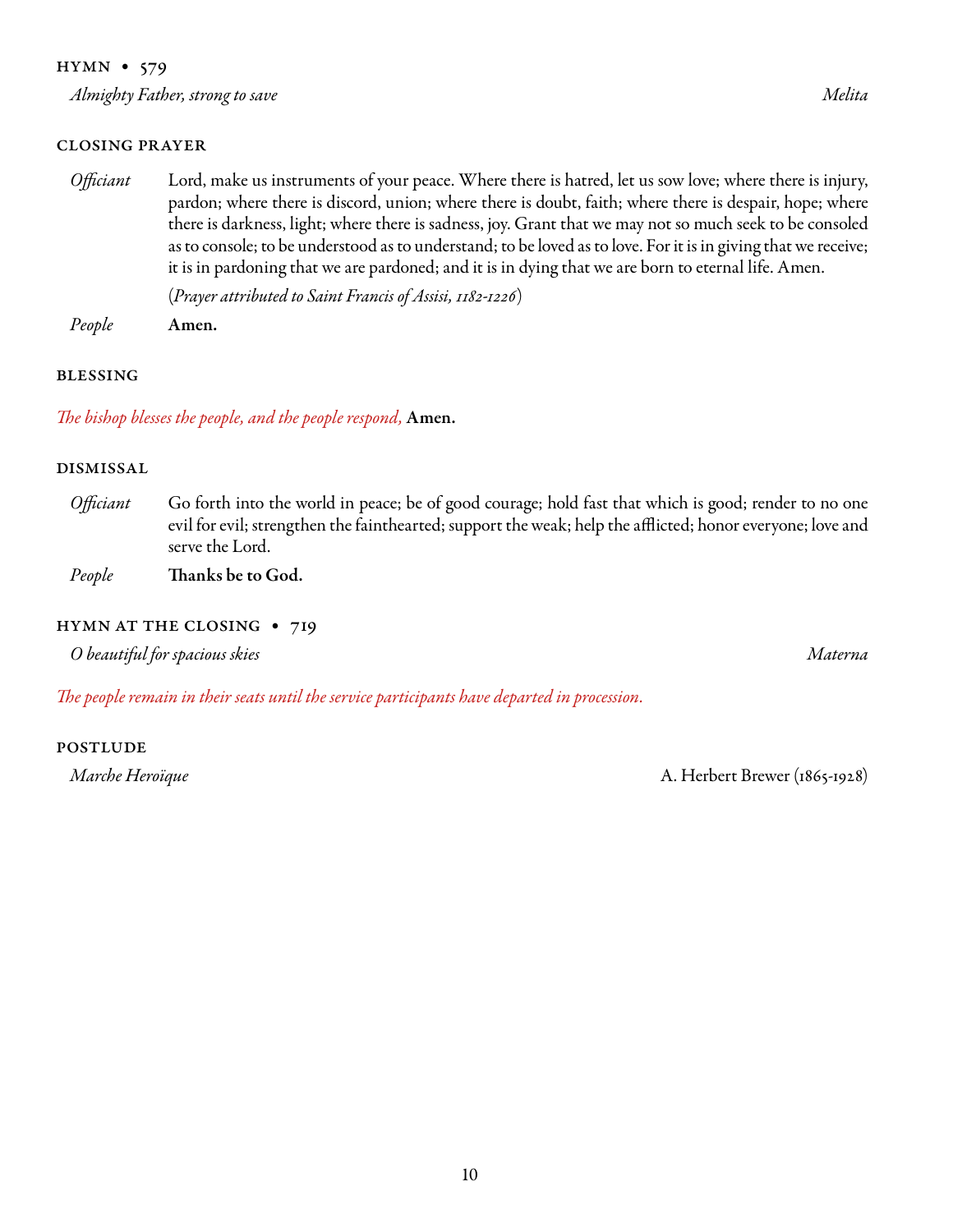## HYMN • 579

*Almighty Father, strong to save* — *Melita*

## CLOSING PRAYER

*Officiant* Lord, make us instruments of your peace. Where there is hatred, let us sow love; where there is injury, pardon; where there is discord, union; where there is doubt, faith; where there is despair, hope; where there is darkness, light; where there is sadness, joy. Grant that we may not so much seek to be consoled as to console; to be understood as to understand; to be loved as to love. For it is in giving that we receive; it is in pardoning that we are pardoned; and it is in dying that we are born to eternal life. Amen.

(*Prayer attributed to Saint Francis of Assisi, 1182-1226*)

*People* **Amen.**

## BLESSING

*The bishop blesses the people, and the people respond,* **Amen.**

## DISMISSAL

*Officiant* Go forth into the world in peace; be of good courage; hold fast that which is good; render to no one evil for evil; strengthen the fainthearted; support the weak; help the afflicted; honor everyone; love and serve the Lord.

*People* **Thanks be to God.**

## HYMN AT THE CLOSING • 719

*O beautiful for spacious skies* — *Materna*

*The people remain in their seats until the service participants have departed in procession.*

## POSTLUDE

*Marche Heroïque* — A. Herbert Brewer (1865-1928)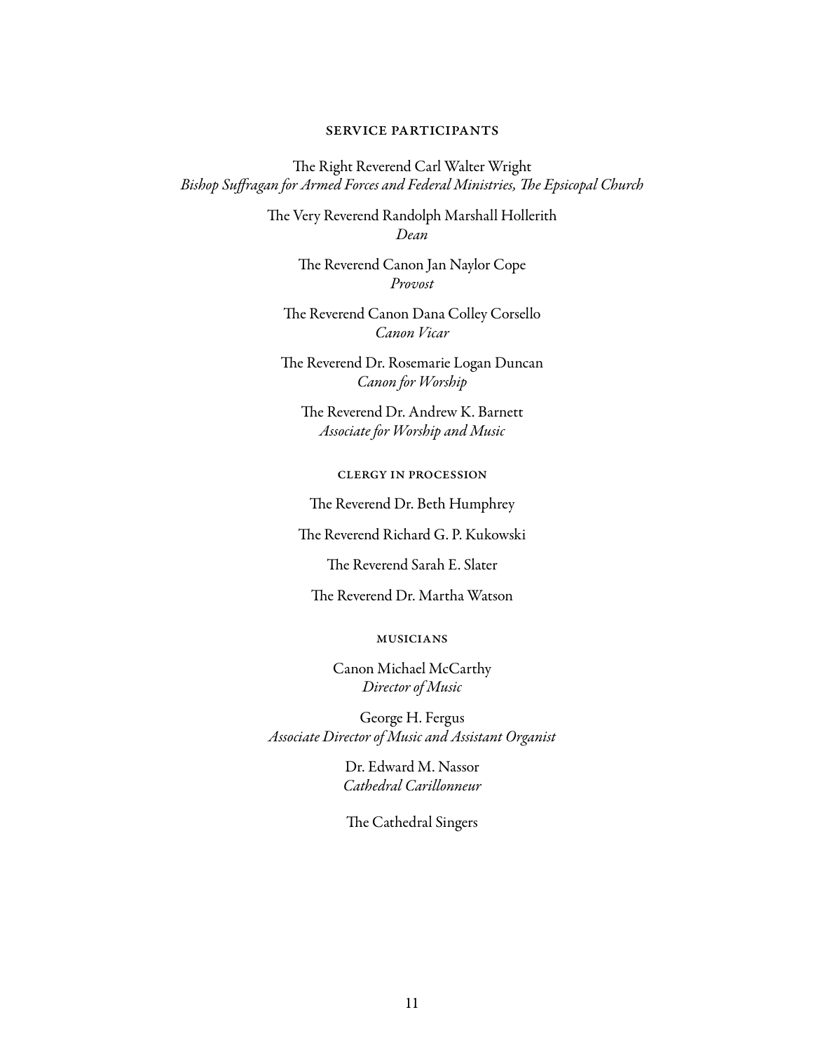## SERVICE PARTICIPANTS

The Right Reverend Carl Walter Wright
*Bishop Suffragan for Armed Forces and Federal Ministries, The Epsicopal Church*

The Very Reverend Randolph Marshall Hollerith
*Dean*

The Reverend Canon Jan Naylor Cope
*Provost*

The Reverend Canon Dana Colley Corsello
*Canon Vicar*

The Reverend Dr. Rosemarie Logan Duncan
*Canon for Worship*

The Reverend Dr. Andrew K. Barnett
*Associate for Worship and Music*

## CLERGY IN PROCESSION

The Reverend Dr. Beth Humphrey

The Reverend Richard G. P. Kukowski

The Reverend Sarah E. Slater

The Reverend Dr. Martha Watson

## MUSICIANS

Canon Michael McCarthy
*Director of Music*

George H. Fergus
*Associate Director of Music and Assistant Organist*

Dr. Edward M. Nassor
*Cathedral Carillonneur*

The Cathedral Singers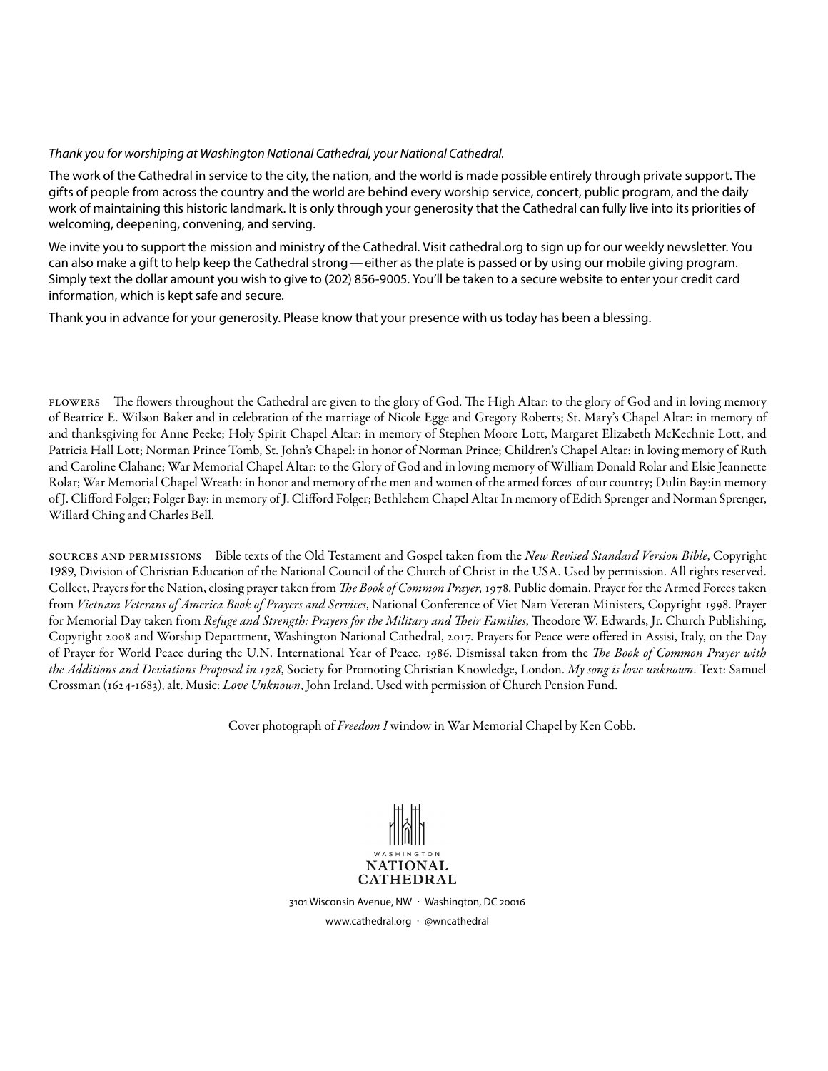*Thank you for worshiping at Washington National Cathedral, your National Cathedral.*

The work of the Cathedral in service to the city, the nation, and the world is made possible entirely through private support. The gifts of people from across the country and the world are behind every worship service, concert, public program, and the daily work of maintaining this historic landmark. It is only through your generosity that the Cathedral can fully live into its priorities of welcoming, deepening, convening, and serving.

We invite you to support the mission and ministry of the Cathedral. Visit cathedral.org to sign up for our weekly newsletter. You can also make a gift to help keep the Cathedral strong — either as the plate is passed or by using our mobile giving program. Simply text the dollar amount you wish to give to (202) 856-9005. You'll be taken to a secure website to enter your credit card information, which is kept safe and secure.

Thank you in advance for your generosity. Please know that your presence with us today has been a blessing.

FLOWERS The flowers throughout the Cathedral are given to the glory of God. The High Altar: to the glory of God and in loving memory of Beatrice E. Wilson Baker and in celebration of the marriage of Nicole Egge and Gregory Roberts; St. Mary's Chapel Altar: in memory of and thanksgiving for Anne Peeke; Holy Spirit Chapel Altar: in memory of Stephen Moore Lott, Margaret Elizabeth McKechnie Lott, and Patricia Hall Lott; Norman Prince Tomb, St. John's Chapel: in honor of Norman Prince; Children's Chapel Altar: in loving memory of Ruth and Caroline Clahane; War Memorial Chapel Altar: to the Glory of God and in loving memory of William Donald Rolar and Elsie Jeannette Rolar; War Memorial Chapel Wreath: in honor and memory of the men and women of the armed forces of our country; Dulin Bay:in memory of J. Clifford Folger; Folger Bay: in memory of J. Clifford Folger; Bethlehem Chapel Altar In memory of Edith Sprenger and Norman Sprenger, Willard Ching and Charles Bell.

SOURCES AND PERMISSIONS Bible texts of the Old Testament and Gospel taken from the *New Revised Standard Version Bible*, Copyright 1989, Division of Christian Education of the National Council of the Church of Christ in the USA. Used by permission. All rights reserved. Collect, Prayers for the Nation, closing prayer taken from *The Book of Common Prayer*, 1978. Public domain. Prayer for the Armed Forces taken from *Vietnam Veterans of America Book of Prayers and Services*, National Conference of Viet Nam Veteran Ministers, Copyright 1998. Prayer for Memorial Day taken from *Refuge and Strength: Prayers for the Military and Their Families*, Theodore W. Edwards, Jr. Church Publishing, Copyright 2008 and Worship Department, Washington National Cathedral, 2017. Prayers for Peace were offered in Assisi, Italy, on the Day of Prayer for World Peace during the U.N. International Year of Peace, 1986. Dismissal taken from the *The Book of Common Prayer with the Additions and Deviations Proposed in 1928*, Society for Promoting Christian Knowledge, London. *My song is love unknown*. Text: Samuel Crossman (1624-1683), alt. Music: *Love Unknown*, John Ireland. Used with permission of Church Pension Fund.

Cover photograph of *Freedom I* window in War Memorial Chapel by Ken Cobb.

WASHINGTON
NATIONAL
CATHEDRAL

3101 Wisconsin Avenue, NW · Washington, DC 20016

www.cathedral.org · @wncathedral